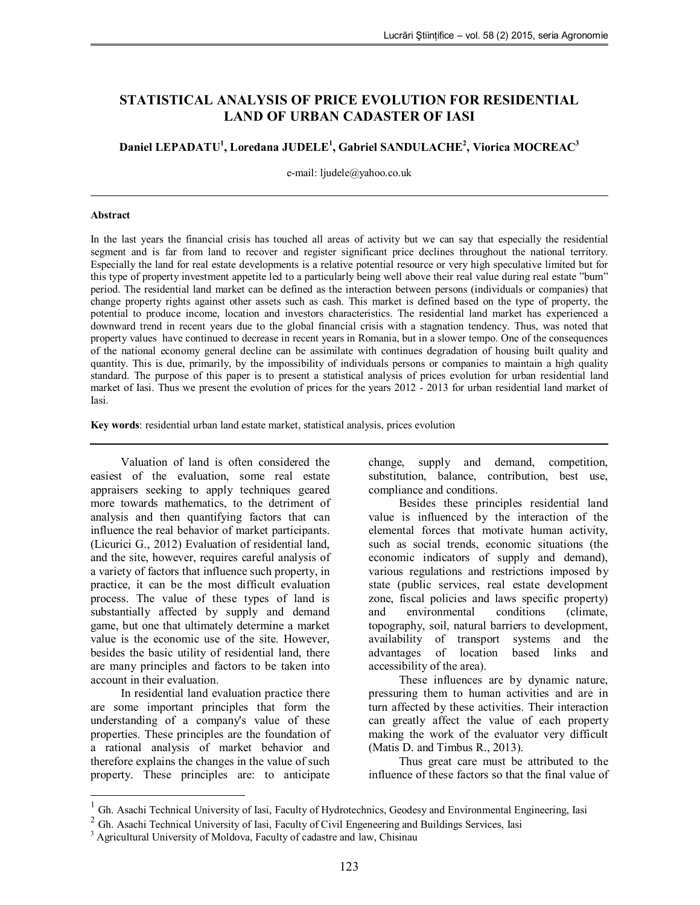# STATISTICAL ANALYSIS OF PRICE EVOLUTION FOR RESIDENTIAL LAND OF URBAN CADASTER OF IASI

**Daniel LEPADATU[1], Loredana JUDELE[1], Gabriel SANDULACHE[2], Viorica MOCREAC[3]**

e-mail: ljudele@yahoo.co.uk

### Abstract

In the last years the financial crisis has touched all areas of activity but we can say that especially the residential segment and is far from land to recover and register significant price declines throughout the national territory. Especially the land for real estate developments is a relative potential resource or very high speculative limited but for this type of property investment appetite led to a particularly being well above their real value during real estate "bum" period. The residential land market can be defined as the interaction between persons (individuals or companies) that change property rights against other assets such as cash. This market is defined based on the type of property, the potential to produce income, location and investors characteristics. The residential land market has experienced a downward trend in recent years due to the global financial crisis with a stagnation tendency. Thus, was noted that property values have continued to decrease in recent years in Romania, but in a slower tempo. One of the consequences of the national economy general decline can be assimilate with continues degradation of housing built quality and quantity. This is due, primarily, by the impossibility of individuals persons or companies to maintain a high quality standard. The purpose of this paper is to present a statistical analysis of prices evolution for urban residential land market of Iasi. Thus we present the evolution of prices for the years 2012 - 2013 for urban residential land market of Iasi.

**Key words**: residential urban land estate market, statistical analysis, prices evolution

Valuation of land is often considered the easiest of the evaluation, some real estate appraisers seeking to apply techniques geared more towards mathematics, to the detriment of analysis and then quantifying factors that can influence the real behavior of market participants. (Licurici G., 2012) Evaluation of residential land, and the site, however, requires careful analysis of a variety of factors that influence such property, in practice, it can be the most difficult evaluation process. The value of these types of land is substantially affected by supply and demand game, but one that ultimately determine a market value is the economic use of the site. However, besides the basic utility of residential land, there are many principles and factors to be taken into account in their evaluation.

In residential land evaluation practice there are some important principles that form the understanding of a company's value of these properties. These principles are the foundation of a rational analysis of market behavior and therefore explains the changes in the value of such property. These principles are: to anticipate change, supply and demand, competition, substitution, balance, contribution, best use, compliance and conditions.

Besides these principles residential land value is influenced by the interaction of the elemental forces that motivate human activity, such as social trends, economic situations (the economic indicators of supply and demand), various regulations and restrictions imposed by state (public services, real estate development zone, fiscal policies and laws specific property) and environmental conditions (climate, topography, soil, natural barriers to development, availability of transport systems and the advantages of location based links and accessibility of the area).

These influences are by dynamic nature, pressuring them to human activities and are in turn affected by these activities. Their interaction can greatly affect the value of each property making the work of the evaluator very difficult (Matis D. and Timbus R., 2013).

Thus great care must be attributed to the influence of these factors so that the final value of

---

[1] Gh. Asachi Technical University of Iasi, Faculty of Hydrotechnics, Geodesy and Environmental Engineering, Iasi
[2] Gh. Asachi Technical University of Iasi, Faculty of Civil Engeneering and Buildings Services, Iasi
[3] Agricultural University of Moldova, Faculty of cadastre and law, Chisinau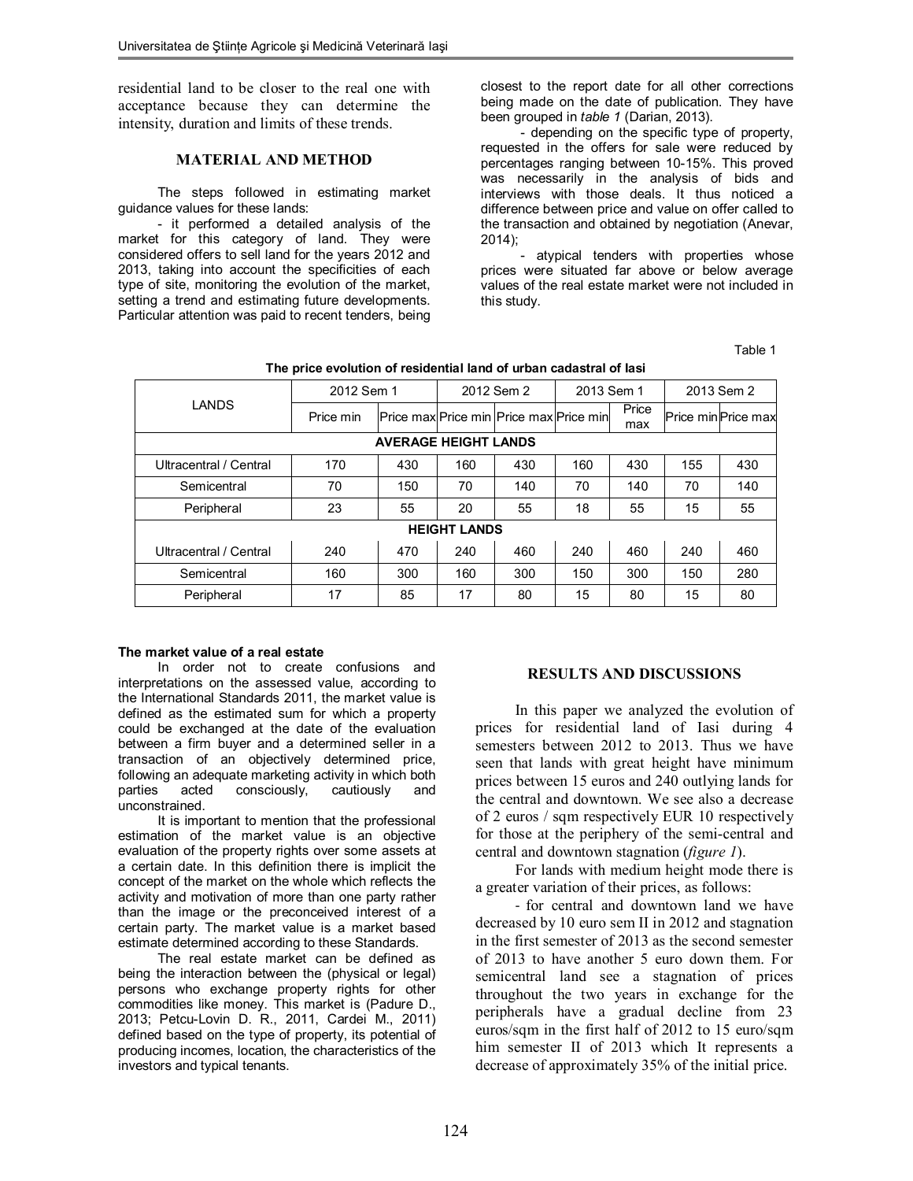residential land to be closer to the real one with acceptance because they can determine the intensity, duration and limits of these trends.

## MATERIAL AND METHOD

The steps followed in estimating market guidance values for these lands:

- it performed a detailed analysis of the market for this category of land. They were considered offers to sell land for the years 2012 and 2013, taking into account the specificities of each type of site, monitoring the evolution of the market, setting a trend and estimating future developments. Particular attention was paid to recent tenders, being closest to the report date for all other corrections being made on the date of publication. They have been grouped in *table 1* (Darian, 2013).

- depending on the specific type of property, requested in the offers for sale were reduced by percentages ranging between 10-15%. This proved was necessarily in the analysis of bids and interviews with those deals. It thus noticed a difference between price and value on offer called to the transaction and obtained by negotiation (Anevar, 2014);

- atypical tenders with properties whose prices were situated far above or below average values of the real estate market were not included in this study.

Table 1

**The price evolution of residential land of urban cadastral of Iasi**

| LANDS | 2012 Sem 1 | | 2012 Sem 2 | | 2013 Sem 1 | | 2013 Sem 2 | |
|---|---|---|---|---|---|---|---|---|
| | Price min | Price max | Price min | Price max | Price min | Price max | Price min | Price max |
| **AVERAGE HEIGHT LANDS** | | | | | | | | |
| Ultracentral / Central | 170 | 430 | 160 | 430 | 160 | 430 | 155 | 430 |
| Semicentral | 70 | 150 | 70 | 140 | 70 | 140 | 70 | 140 |
| Peripheral | 23 | 55 | 20 | 55 | 18 | 55 | 15 | 55 |
| **HEIGHT LANDS** | | | | | | | | |
| Ultracentral / Central | 240 | 470 | 240 | 460 | 240 | 460 | 240 | 460 |
| Semicentral | 160 | 300 | 160 | 300 | 150 | 300 | 150 | 280 |
| Peripheral | 17 | 85 | 17 | 80 | 15 | 80 | 15 | 80 |

**The market value of a real estate**

In order not to create confusions and interpretations on the assessed value, according to the International Standards 2011, the market value is defined as the estimated sum for which a property could be exchanged at the date of the evaluation between a firm buyer and a determined seller in a transaction of an objectively determined price, following an adequate marketing activity in which both parties acted consciously, cautiously and unconstrained.

It is important to mention that the professional estimation of the market value is an objective evaluation of the property rights over some assets at a certain date. In this definition there is implicit the concept of the market on the whole which reflects the activity and motivation of more than one party rather than the image or the preconceived interest of a certain party. The market value is a market based estimate determined according to these Standards.

The real estate market can be defined as being the interaction between the (physical or legal) persons who exchange property rights for other commodities like money. This market is (Padure D., 2013; Petcu-Lovin D. R., 2011, Cardei M., 2011) defined based on the type of property, its potential of producing incomes, location, the characteristics of the investors and typical tenants.

## RESULTS AND DISCUSSIONS

In this paper we analyzed the evolution of prices for residential land of Iasi during 4 semesters between 2012 to 2013. Thus we have seen that lands with great height have minimum prices between 15 euros and 240 outlying lands for the central and downtown. We see also a decrease of 2 euros / sqm respectively EUR 10 respectively for those at the periphery of the semi-central and central and downtown stagnation (*figure 1*).

For lands with medium height mode there is a greater variation of their prices, as follows:

- for central and downtown land we have decreased by 10 euro sem II in 2012 and stagnation in the first semester of 2013 as the second semester of 2013 to have another 5 euro down them. For semicentral land see a stagnation of prices throughout the two years in exchange for the peripherals have a gradual decline from 23 euros/sqm in the first half of 2012 to 15 euro/sqm him semester II of 2013 which It represents a decrease of approximately 35% of the initial price.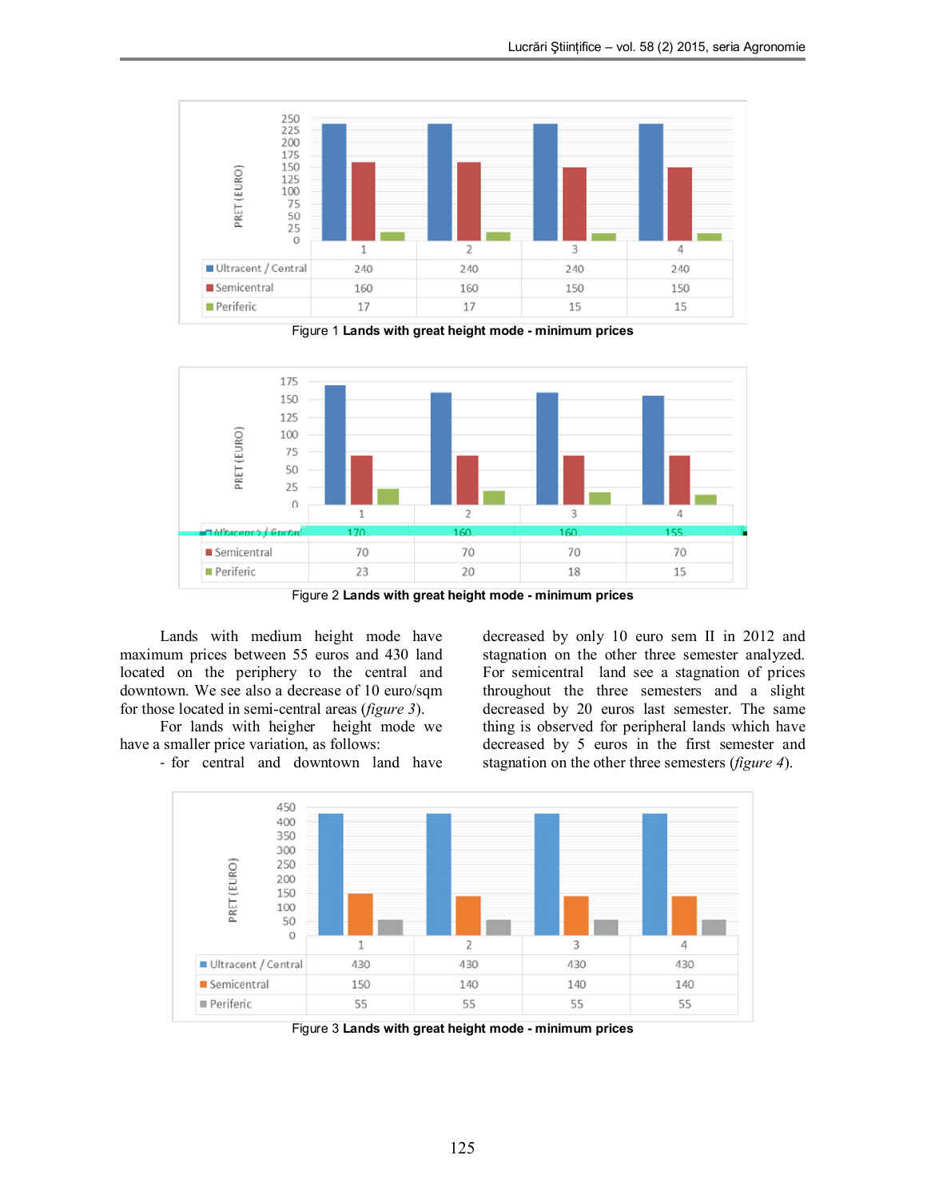| | 1 | 2 | 3 | 4 |
|---|---|---|---|---|
| Ultracent / Central | 240 | 240 | 240 | 240 |
| Semicentral | 160 | 160 | 150 | 150 |
| Periferic | 17 | 17 | 15 | 15 |

Figure 1 **Lands with great height mode - minimum prices**

| | 1 | 2 | 3 | 4 |
|---|---|---|---|---|
| Ultracent / Central | 170 | 160 | 160 | 155 |
| Semicentral | 70 | 70 | 70 | 70 |
| Periferic | 23 | 20 | 18 | 15 |

Figure 2 **Lands with great height mode - minimum prices**

Lands with medium height mode have maximum prices between 55 euros and 430 land located on the periphery to the central and downtown. We see also a decrease of 10 euro/sqm for those located in semi-central areas (*figure 3*).

For lands with heigher height mode we have a smaller price variation, as follows:

- for central and downtown land have decreased by only 10 euro sem II in 2012 and stagnation on the other three semester analyzed. For semicentral land see a stagnation of prices throughout the three semesters and a slight decreased by 20 euros last semester. The same thing is observed for peripheral lands which have decreased by 5 euros in the first semester and stagnation on the other three semesters (*figure 4*).

| | 1 | 2 | 3 | 4 |
|---|---|---|---|---|
| Ultracent / Central | 430 | 430 | 430 | 430 |
| Semicentral | 150 | 140 | 140 | 140 |
| Periferic | 55 | 55 | 55 | 55 |

Figure 3 **Lands with great height mode - minimum prices**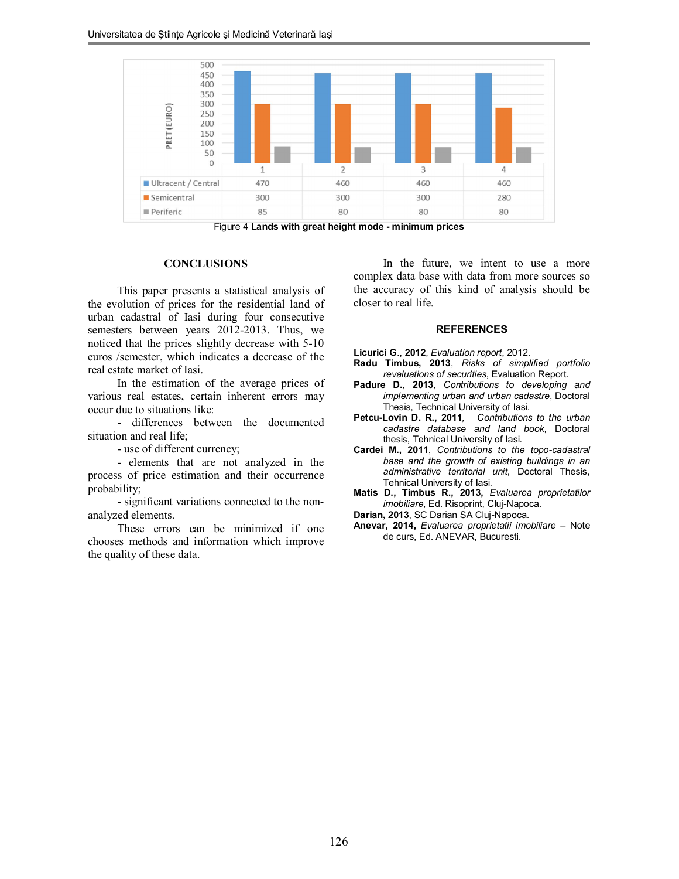500
450
400
350
300
250
200
150
100
50
0

PRET (EURO)

1 2 3 4

Ultracent / Central 470 460 460 460

Semicentral 300 300 300 280

Periferic 85 80 80 80

Figure 4 **Lands with great height mode - minimum prices**

## CONCLUSIONS

This paper presents a statistical analysis of the evolution of prices for the residential land of urban cadastral of Iasi during four consecutive semesters between years 2012-2013. Thus, we noticed that the prices slightly decrease with 5-10 euros /semester, which indicates a decrease of the real estate market of Iasi.

In the estimation of the average prices of various real estates, certain inherent errors may occur due to situations like:

- differences between the documented situation and real life;
- use of different currency;
- elements that are not analyzed in the process of price estimation and their occurrence probability;
- significant variations connected to the non-analyzed elements.

These errors can be minimized if one chooses methods and information which improve the quality of these data.

In the future, we intent to use a more complex data base with data from more sources so the accuracy of this kind of analysis should be closer to real life.

## REFERENCES

**Licurici G**., **2012**, *Evaluation report*, 2012.

**Radu Timbus, 2013**, *Risks of simplified portfolio revaluations of securities*, Evaluation Report.

**Padure D.**, **2013**, *Contributions to developing and implementing urban and urban cadastre*, Doctoral Thesis, Technical University of Iasi.

**Petcu-Lovin D. R., 2011**, *Contributions to the urban cadastre database and land book*, Doctoral thesis, Tehnical University of Iasi.

**Cardei M., 2011**, *Contributions to the topo-cadastral base and the growth of existing buildings in an administrative territorial unit*, Doctoral Thesis, Tehnical University of Iasi.

**Matis D., Timbus R., 2013,** *Evaluarea proprietatilor imobiliare*, Ed. Risoprint, Cluj-Napoca.

**Darian, 2013**, SC Darian SA Cluj-Napoca.

**Anevar, 2014**, *Evaluarea proprietatii imobiliare* – Note de curs, Ed. ANEVAR, Bucuresti.